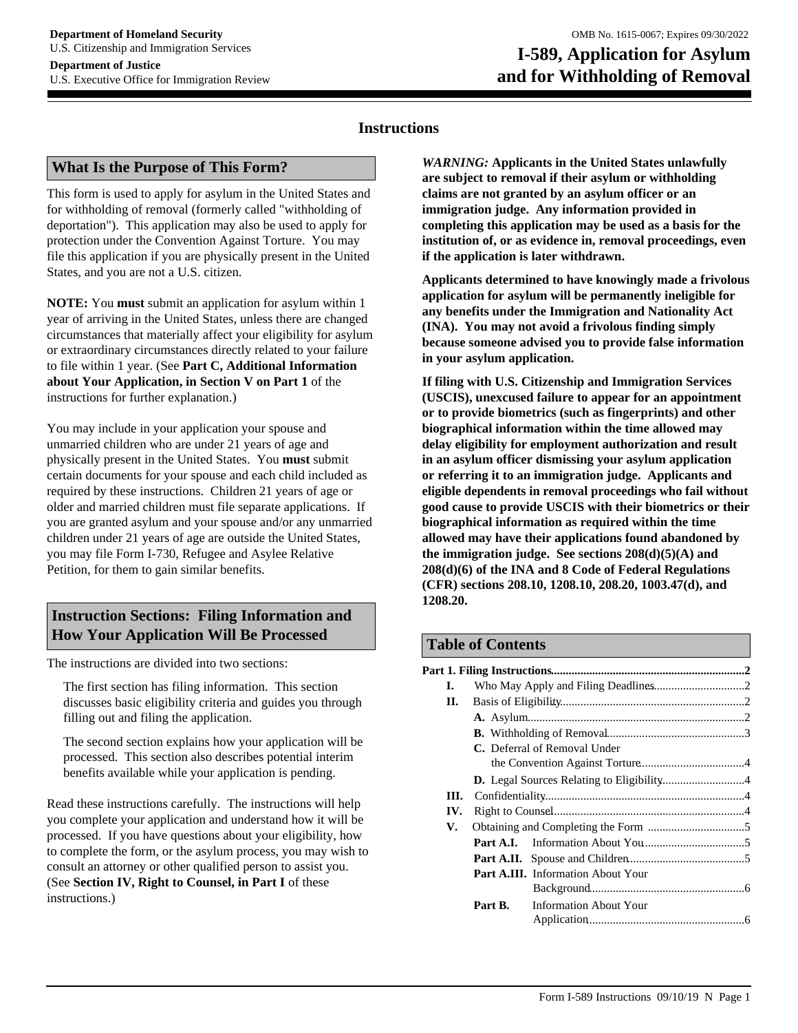**Department of Homeland Security**
U.S. Citizenship and Immigration Services
**Department of Justice**
U.S. Executive Office for Immigration Review

OMB No. 1615-0067; Expires 09/30/2022

# I-589, Application for Asylum and for Withholding of Removal

## Instructions

### What Is the Purpose of This Form?

This form is used to apply for asylum in the United States and for withholding of removal (formerly called "withholding of deportation"). This application may also be used to apply for protection under the Convention Against Torture. You may file this application if you are physically present in the United States, and you are not a U.S. citizen.

**NOTE:** You **must** submit an application for asylum within 1 year of arriving in the United States, unless there are changed circumstances that materially affect your eligibility for asylum or extraordinary circumstances directly related to your failure to file within 1 year. (See **Part C, Additional Information about Your Application, in Section V on Part 1** of the instructions for further explanation.)

You may include in your application your spouse and unmarried children who are under 21 years of age and physically present in the United States. You **must** submit certain documents for your spouse and each child included as required by these instructions. Children 21 years of age or older and married children must file separate applications. If you are granted asylum and your spouse and/or any unmarried children under 21 years of age are outside the United States, you may file Form I-730, Refugee and Asylee Relative Petition, for them to gain similar benefits.

### Instruction Sections: Filing Information and How Your Application Will Be Processed

The instructions are divided into two sections:

The first section has filing information. This section discusses basic eligibility criteria and guides you through filling out and filing the application.

The second section explains how your application will be processed. This section also describes potential interim benefits available while your application is pending.

Read these instructions carefully. The instructions will help you complete your application and understand how it will be processed. If you have questions about your eligibility, how to complete the form, or the asylum process, you may wish to consult an attorney or other qualified person to assist you. (See **Section IV, Right to Counsel, in Part I** of these instructions.)

*WARNING:* **Applicants in the United States unlawfully are subject to removal if their asylum or withholding claims are not granted by an asylum officer or an immigration judge. Any information provided in completing this application may be used as a basis for the institution of, or as evidence in, removal proceedings, even if the application is later withdrawn.**

**Applicants determined to have knowingly made a frivolous application for asylum will be permanently ineligible for any benefits under the Immigration and Nationality Act (INA). You may not avoid a frivolous finding simply because someone advised you to provide false information in your asylum application.**

**If filing with U.S. Citizenship and Immigration Services (USCIS), unexcused failure to appear for an appointment or to provide biometrics (such as fingerprints) and other biographical information within the time allowed may delay eligibility for employment authorization and result in an asylum officer dismissing your asylum application or referring it to an immigration judge. Applicants and eligible dependents in removal proceedings who fail without good cause to provide USCIS with their biometrics or their biographical information as required within the time allowed may have their applications found abandoned by the immigration judge. See sections 208(d)(5)(A) and 208(d)(6) of the INA and 8 Code of Federal Regulations (CFR) sections 208.10, 1208.10, 208.20, 1003.47(d), and 1208.20.**

### Table of Contents

**Part 1. Filing Instructions** .......... 2
- **I.** Who May Apply and Filing Deadlines .......... 2
- **II.** Basis of Eligibility .......... 2
  - **A.** Asylum .......... 2
  - **B.** Withholding of Removal .......... 3
  - **C.** Deferral of Removal Under the Convention Against Torture .......... 4
  - **D.** Legal Sources Relating to Eligibility .......... 4
- **III.** Confidentiality .......... 4
- **IV.** Right to Counsel .......... 4
- **V.** Obtaining and Completing the Form .......... 5
  - **Part A.I.** Information About You .......... 5
  - **Part A.II.** Spouse and Children .......... 5
  - **Part A.III.** Information About Your Background .......... 6
  - **Part B.** Information About Your Application .......... 6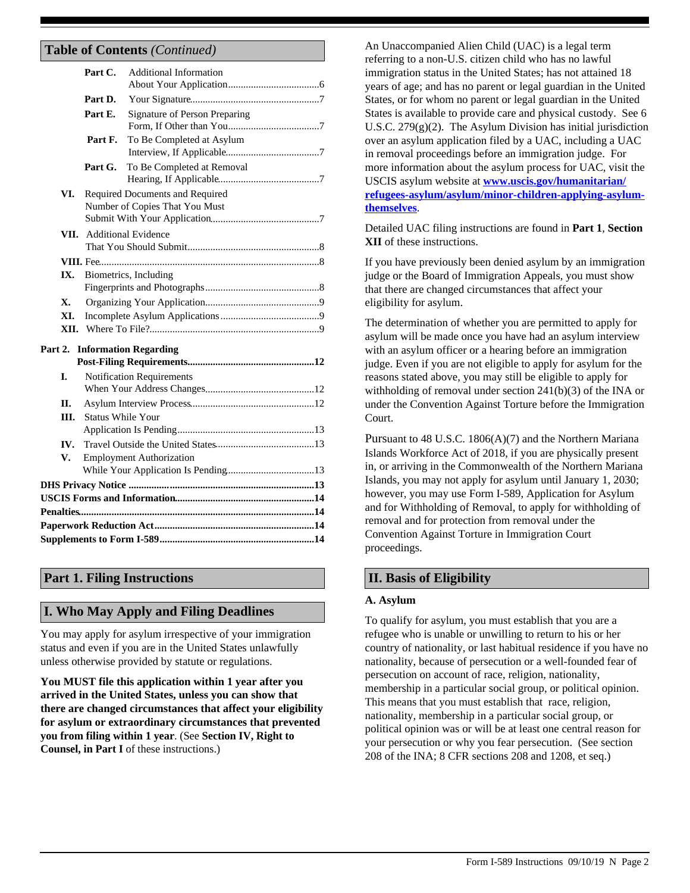## Table of Contents *(Continued)*

| | | |
|---|---|---|
| **Part C.** | Additional Information About Your Application | 6 |
| **Part D.** | Your Signature | 7 |
| **Part E.** | Signature of Person Preparing Form, If Other than You | 7 |
| **Part F.** | To Be Completed at Asylum Interview, If Applicable | 7 |
| **Part G.** | To Be Completed at Removal Hearing, If Applicable | 7 |
| **VI.** | Required Documents and Required Number of Copies That You Must Submit With Your Application | 7 |
| **VII.** | Additional Evidence That You Should Submit | 8 |
| **VIII.** | Fee | 8 |
| **IX.** | Biometrics, Including Fingerprints and Photographs | 8 |
| **X.** | Organizing Your Application | 9 |
| **XI.** | Incomplete Asylum Applications | 9 |
| **XII.** | Where To File? | 9 |
| **Part 2.** | **Information Regarding Post-Filing Requirements** | **12** |
| **I.** | Notification Requirements When Your Address Changes | 12 |
| **II.** | Asylum Interview Process | 12 |
| **III.** | Status While Your Application Is Pending | 13 |
| **IV.** | Travel Outside the United States | 13 |
| **V.** | Employment Authorization While Your Application Is Pending | 13 |
| **DHS Privacy Notice** | | **13** |
| **USCIS Forms and Information** | | **14** |
| **Penalties** | | **14** |
| **Paperwork Reduction Act** | | **14** |
| **Supplements to Form I-589** | | **14** |

# Part 1. Filing Instructions

## I. Who May Apply and Filing Deadlines

You may apply for asylum irrespective of your immigration status and even if you are in the United States unlawfully unless otherwise provided by statute or regulations.

**You MUST file this application within 1 year after you arrived in the United States, unless you can show that there are changed circumstances that affect your eligibility for asylum or extraordinary circumstances that prevented you from filing within 1 year**. (See **Section IV, Right to Counsel, in Part I** of these instructions.)

An Unaccompanied Alien Child (UAC) is a legal term referring to a non-U.S. citizen child who has no lawful immigration status in the United States; has not attained 18 years of age; and has no parent or legal guardian in the United States, or for whom no parent or legal guardian in the United States is available to provide care and physical custody. See 6 U.S.C. 279(g)(2). The Asylum Division has initial jurisdiction over an asylum application filed by a UAC, including a UAC in removal proceedings before an immigration judge. For more information about the asylum process for UAC, visit the USCIS asylum website at **www.uscis.gov/humanitarian/refugees-asylum/asylum/minor-children-applying-asylum-themselves**.

Detailed UAC filing instructions are found in **Part 1**, **Section XII** of these instructions.

If you have previously been denied asylum by an immigration judge or the Board of Immigration Appeals, you must show that there are changed circumstances that affect your eligibility for asylum.

The determination of whether you are permitted to apply for asylum will be made once you have had an asylum interview with an asylum officer or a hearing before an immigration judge. Even if you are not eligible to apply for asylum for the reasons stated above, you may still be eligible to apply for withholding of removal under section 241(b)(3) of the INA or under the Convention Against Torture before the Immigration Court.

Pursuant to 48 U.S.C. 1806(A)(7) and the Northern Mariana Islands Workforce Act of 2018, if you are physically present in, or arriving in the Commonwealth of the Northern Mariana Islands, you may not apply for asylum until January 1, 2030; however, you may use Form I-589, Application for Asylum and for Withholding of Removal, to apply for withholding of removal and for protection from removal under the Convention Against Torture in Immigration Court proceedings.

## II. Basis of Eligibility

### A. Asylum

To qualify for asylum, you must establish that you are a refugee who is unable or unwilling to return to his or her country of nationality, or last habitual residence if you have no nationality, because of persecution or a well-founded fear of persecution on account of race, religion, nationality, membership in a particular social group, or political opinion. This means that you must establish that race, religion, nationality, membership in a particular social group, or political opinion was or will be at least one central reason for your persecution or why you fear persecution. (See section 208 of the INA; 8 CFR sections 208 and 1208, et seq.)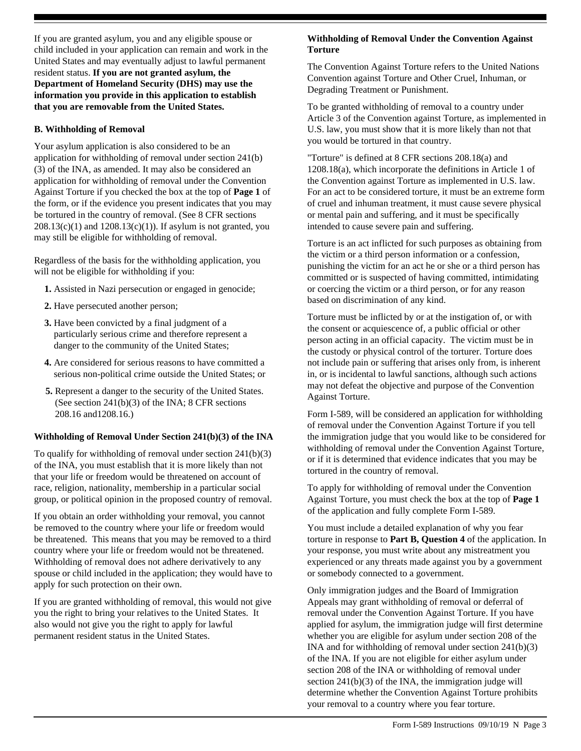If you are granted asylum, you and any eligible spouse or child included in your application can remain and work in the United States and may eventually adjust to lawful permanent resident status. **If you are not granted asylum, the Department of Homeland Security (DHS) may use the information you provide in this application to establish that you are removable from the United States.**

### B. Withholding of Removal

Your asylum application is also considered to be an application for withholding of removal under section 241(b)(3) of the INA, as amended. It may also be considered an application for withholding of removal under the Convention Against Torture if you checked the box at the top of **Page 1** of the form, or if the evidence you present indicates that you may be tortured in the country of removal. (See 8 CFR sections 208.13(c)(1) and 1208.13(c)(1)). If asylum is not granted, you may still be eligible for withholding of removal.

Regardless of the basis for the withholding application, you will not be eligible for withholding if you:

1. Assisted in Nazi persecution or engaged in genocide;
2. Have persecuted another person;
3. Have been convicted by a final judgment of a particularly serious crime and therefore represent a danger to the community of the United States;
4. Are considered for serious reasons to have committed a serious non-political crime outside the United States; or
5. Represent a danger to the security of the United States. (See section 241(b)(3) of the INA; 8 CFR sections 208.16 and1208.16.)

### Withholding of Removal Under Section 241(b)(3) of the INA

To qualify for withholding of removal under section 241(b)(3) of the INA, you must establish that it is more likely than not that your life or freedom would be threatened on account of race, religion, nationality, membership in a particular social group, or political opinion in the proposed country of removal.

If you obtain an order withholding your removal, you cannot be removed to the country where your life or freedom would be threatened. This means that you may be removed to a third country where your life or freedom would not be threatened. Withholding of removal does not adhere derivatively to any spouse or child included in the application; they would have to apply for such protection on their own.

If you are granted withholding of removal, this would not give you the right to bring your relatives to the United States. It also would not give you the right to apply for lawful permanent resident status in the United States.

### Withholding of Removal Under the Convention Against Torture

The Convention Against Torture refers to the United Nations Convention against Torture and Other Cruel, Inhuman, or Degrading Treatment or Punishment.

To be granted withholding of removal to a country under Article 3 of the Convention against Torture, as implemented in U.S. law, you must show that it is more likely than not that you would be tortured in that country.

"Torture" is defined at 8 CFR sections 208.18(a) and 1208.18(a), which incorporate the definitions in Article 1 of the Convention against Torture as implemented in U.S. law. For an act to be considered torture, it must be an extreme form of cruel and inhuman treatment, it must cause severe physical or mental pain and suffering, and it must be specifically intended to cause severe pain and suffering.

Torture is an act inflicted for such purposes as obtaining from the victim or a third person information or a confession, punishing the victim for an act he or she or a third person has committed or is suspected of having committed, intimidating or coercing the victim or a third person, or for any reason based on discrimination of any kind.

Torture must be inflicted by or at the instigation of, or with the consent or acquiescence of, a public official or other person acting in an official capacity. The victim must be in the custody or physical control of the torturer. Torture does not include pain or suffering that arises only from, is inherent in, or is incidental to lawful sanctions, although such actions may not defeat the objective and purpose of the Convention Against Torture.

Form I-589, will be considered an application for withholding of removal under the Convention Against Torture if you tell the immigration judge that you would like to be considered for withholding of removal under the Convention Against Torture, or if it is determined that evidence indicates that you may be tortured in the country of removal.

To apply for withholding of removal under the Convention Against Torture, you must check the box at the top of **Page 1** of the application and fully complete Form I-589.

You must include a detailed explanation of why you fear torture in response to **Part B, Question 4** of the application. In your response, you must write about any mistreatment you experienced or any threats made against you by a government or somebody connected to a government.

Only immigration judges and the Board of Immigration Appeals may grant withholding of removal or deferral of removal under the Convention Against Torture. If you have applied for asylum, the immigration judge will first determine whether you are eligible for asylum under section 208 of the INA and for withholding of removal under section 241(b)(3) of the INA. If you are not eligible for either asylum under section 208 of the INA or withholding of removal under section 241(b)(3) of the INA, the immigration judge will determine whether the Convention Against Torture prohibits your removal to a country where you fear torture.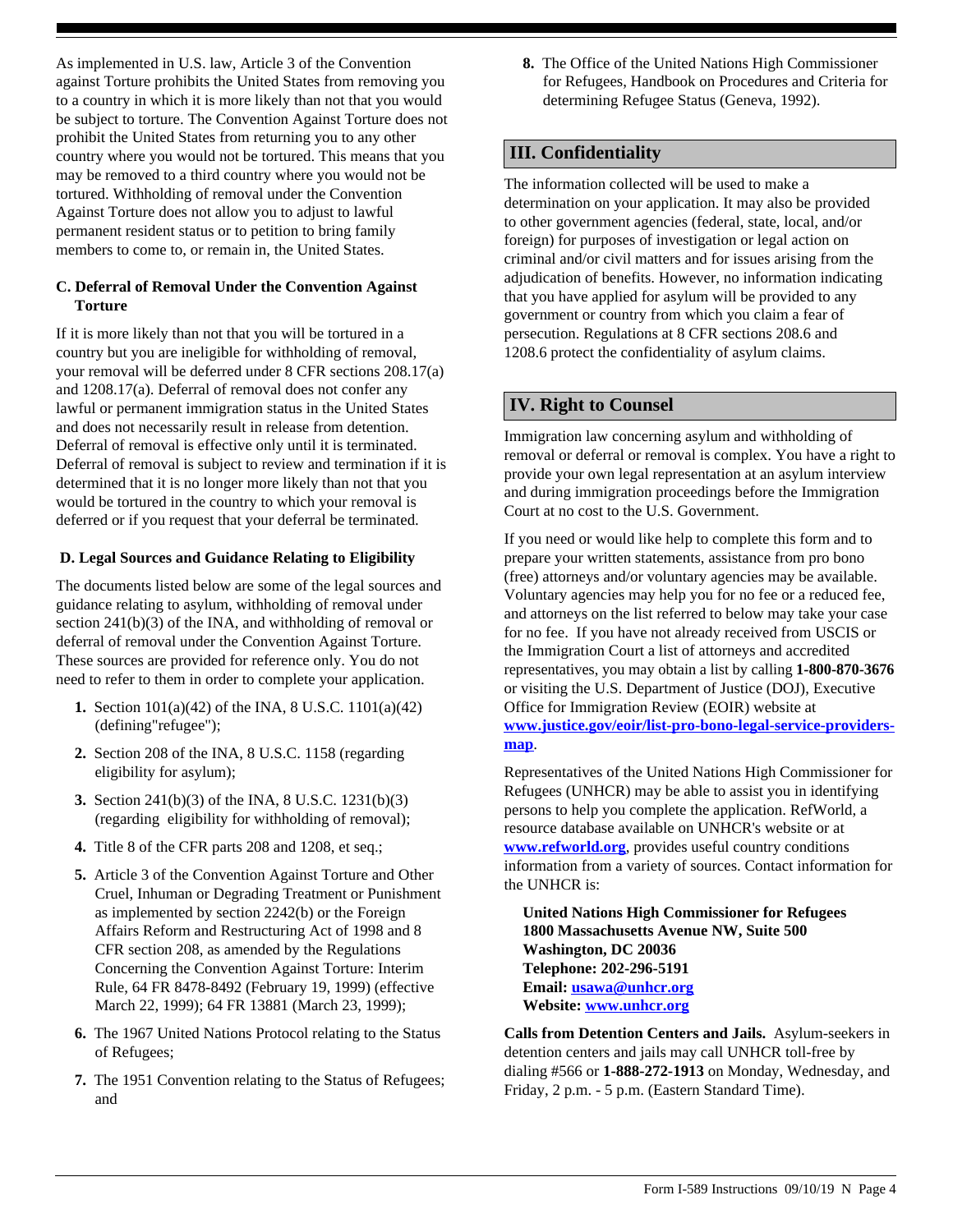As implemented in U.S. law, Article 3 of the Convention against Torture prohibits the United States from removing you to a country in which it is more likely than not that you would be subject to torture. The Convention Against Torture does not prohibit the United States from returning you to any other country where you would not be tortured. This means that you may be removed to a third country where you would not be tortured. Withholding of removal under the Convention Against Torture does not allow you to adjust to lawful permanent resident status or to petition to bring family members to come to, or remain in, the United States.

**C. Deferral of Removal Under the Convention Against Torture**

If it is more likely than not that you will be tortured in a country but you are ineligible for withholding of removal, your removal will be deferred under 8 CFR sections 208.17(a) and 1208.17(a). Deferral of removal does not confer any lawful or permanent immigration status in the United States and does not necessarily result in release from detention. Deferral of removal is effective only until it is terminated. Deferral of removal is subject to review and termination if it is determined that it is no longer more likely than not that you would be tortured in the country to which your removal is deferred or if you request that your deferral be terminated.

**D. Legal Sources and Guidance Relating to Eligibility**

The documents listed below are some of the legal sources and guidance relating to asylum, withholding of removal under section 241(b)(3) of the INA, and withholding of removal or deferral of removal under the Convention Against Torture. These sources are provided for reference only. You do not need to refer to them in order to complete your application.

1. Section 101(a)(42) of the INA, 8 U.S.C. 1101(a)(42) (defining"refugee");
2. Section 208 of the INA, 8 U.S.C. 1158 (regarding eligibility for asylum);
3. Section 241(b)(3) of the INA, 8 U.S.C. 1231(b)(3) (regarding eligibility for withholding of removal);
4. Title 8 of the CFR parts 208 and 1208, et seq.;
5. Article 3 of the Convention Against Torture and Other Cruel, Inhuman or Degrading Treatment or Punishment as implemented by section 2242(b) or the Foreign Affairs Reform and Restructuring Act of 1998 and 8 CFR section 208, as amended by the Regulations Concerning the Convention Against Torture: Interim Rule, 64 FR 8478-8492 (February 19, 1999) (effective March 22, 1999); 64 FR 13881 (March 23, 1999);
6. The 1967 United Nations Protocol relating to the Status of Refugees;
7. The 1951 Convention relating to the Status of Refugees; and
8. The Office of the United Nations High Commissioner for Refugees, Handbook on Procedures and Criteria for determining Refugee Status (Geneva, 1992).

## III. Confidentiality

The information collected will be used to make a determination on your application. It may also be provided to other government agencies (federal, state, local, and/or foreign) for purposes of investigation or legal action on criminal and/or civil matters and for issues arising from the adjudication of benefits. However, no information indicating that you have applied for asylum will be provided to any government or country from which you claim a fear of persecution. Regulations at 8 CFR sections 208.6 and 1208.6 protect the confidentiality of asylum claims.

## IV. Right to Counsel

Immigration law concerning asylum and withholding of removal or deferral or removal is complex. You have a right to provide your own legal representation at an asylum interview and during immigration proceedings before the Immigration Court at no cost to the U.S. Government.

If you need or would like help to complete this form and to prepare your written statements, assistance from pro bono (free) attorneys and/or voluntary agencies may be available. Voluntary agencies may help you for no fee or a reduced fee, and attorneys on the list referred to below may take your case for no fee. If you have not already received from USCIS or the Immigration Court a list of attorneys and accredited representatives, you may obtain a list by calling **1-800-870-3676** or visiting the U.S. Department of Justice (DOJ), Executive Office for Immigration Review (EOIR) website at **www.justice.gov/eoir/list-pro-bono-legal-service-providers-map**.

Representatives of the United Nations High Commissioner for Refugees (UNHCR) may be able to assist you in identifying persons to help you complete the application. RefWorld, a resource database available on UNHCR's website or at **www.refworld.org**, provides useful country conditions information from a variety of sources. Contact information for the UNHCR is:

**United Nations High Commissioner for Refugees**
**1800 Massachusetts Avenue NW, Suite 500**
**Washington, DC 20036**
**Telephone: 202-296-5191**
**Email: usawa@unhcr.org**
**Website: www.unhcr.org**

**Calls from Detention Centers and Jails.** Asylum-seekers in detention centers and jails may call UNHCR toll-free by dialing #566 or **1-888-272-1913** on Monday, Wednesday, and Friday, 2 p.m. - 5 p.m. (Eastern Standard Time).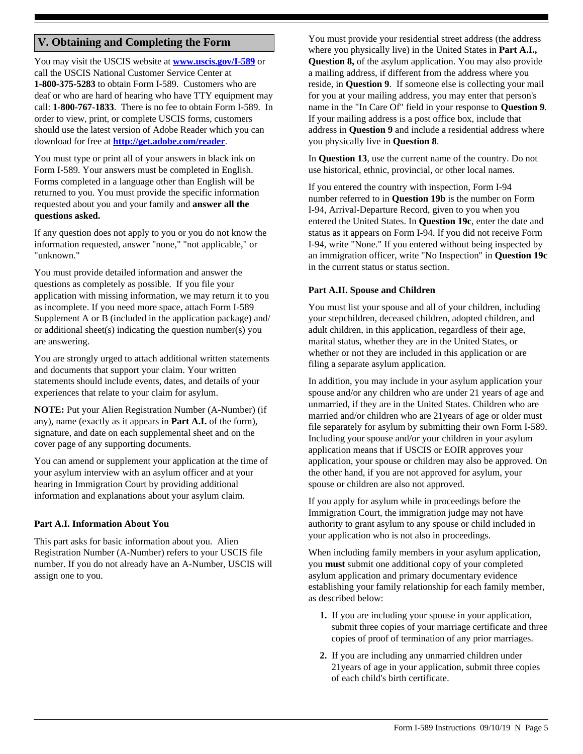## V. Obtaining and Completing the Form

You may visit the USCIS website at **www.uscis.gov/I-589** or call the USCIS National Customer Service Center at **1-800-375-5283** to obtain Form I-589. Customers who are deaf or who are hard of hearing who have TTY equipment may call: **1-800-767-1833**. There is no fee to obtain Form I-589. In order to view, print, or complete USCIS forms, customers should use the latest version of Adobe Reader which you can download for free at **http://get.adobe.com/reader**.

You must type or print all of your answers in black ink on Form I-589. Your answers must be completed in English. Forms completed in a language other than English will be returned to you. You must provide the specific information requested about you and your family and **answer all the questions asked.**

If any question does not apply to you or you do not know the information requested, answer "none," "not applicable," or "unknown."

You must provide detailed information and answer the questions as completely as possible. If you file your application with missing information, we may return it to you as incomplete. If you need more space, attach Form I-589 Supplement A or B (included in the application package) and/or additional sheet(s) indicating the question number(s) you are answering.

You are strongly urged to attach additional written statements and documents that support your claim. Your written statements should include events, dates, and details of your experiences that relate to your claim for asylum.

**NOTE:** Put your Alien Registration Number (A-Number) (if any), name (exactly as it appears in **Part A.I.** of the form), signature, and date on each supplemental sheet and on the cover page of any supporting documents.

You can amend or supplement your application at the time of your asylum interview with an asylum officer and at your hearing in Immigration Court by providing additional information and explanations about your asylum claim.

### Part A.I. Information About You

This part asks for basic information about you. Alien Registration Number (A-Number) refers to your USCIS file number. If you do not already have an A-Number, USCIS will assign one to you.

You must provide your residential street address (the address where you physically live) in the United States in **Part A.I., Question 8,** of the asylum application. You may also provide a mailing address, if different from the address where you reside, in **Question 9**. If someone else is collecting your mail for you at your mailing address, you may enter that person's name in the "In Care Of" field in your response to **Question 9**. If your mailing address is a post office box, include that address in **Question 9** and include a residential address where you physically live in **Question 8**.

In **Question 13**, use the current name of the country. Do not use historical, ethnic, provincial, or other local names.

If you entered the country with inspection, Form I-94 number referred to in **Question 19b** is the number on Form I-94, Arrival-Departure Record, given to you when you entered the United States. In **Question 19c**, enter the date and status as it appears on Form I-94. If you did not receive Form I-94, write "None." If you entered without being inspected by an immigration officer, write "No Inspection" in **Question 19c** in the current status or status section.

### Part A.II. Spouse and Children

You must list your spouse and all of your children, including your stepchildren, deceased children, adopted children, and adult children, in this application, regardless of their age, marital status, whether they are in the United States, or whether or not they are included in this application or are filing a separate asylum application.

In addition, you may include in your asylum application your spouse and/or any children who are under 21 years of age and unmarried, if they are in the United States. Children who are married and/or children who are 21years of age or older must file separately for asylum by submitting their own Form I-589. Including your spouse and/or your children in your asylum application means that if USCIS or EOIR approves your application, your spouse or children may also be approved. On the other hand, if you are not approved for asylum, your spouse or children are also not approved.

If you apply for asylum while in proceedings before the Immigration Court, the immigration judge may not have authority to grant asylum to any spouse or child included in your application who is not also in proceedings.

When including family members in your asylum application, you **must** submit one additional copy of your completed asylum application and primary documentary evidence establishing your family relationship for each family member, as described below:

1. If you are including your spouse in your application, submit three copies of your marriage certificate and three copies of proof of termination of any prior marriages.
2. If you are including any unmarried children under 21years of age in your application, submit three copies of each child's birth certificate.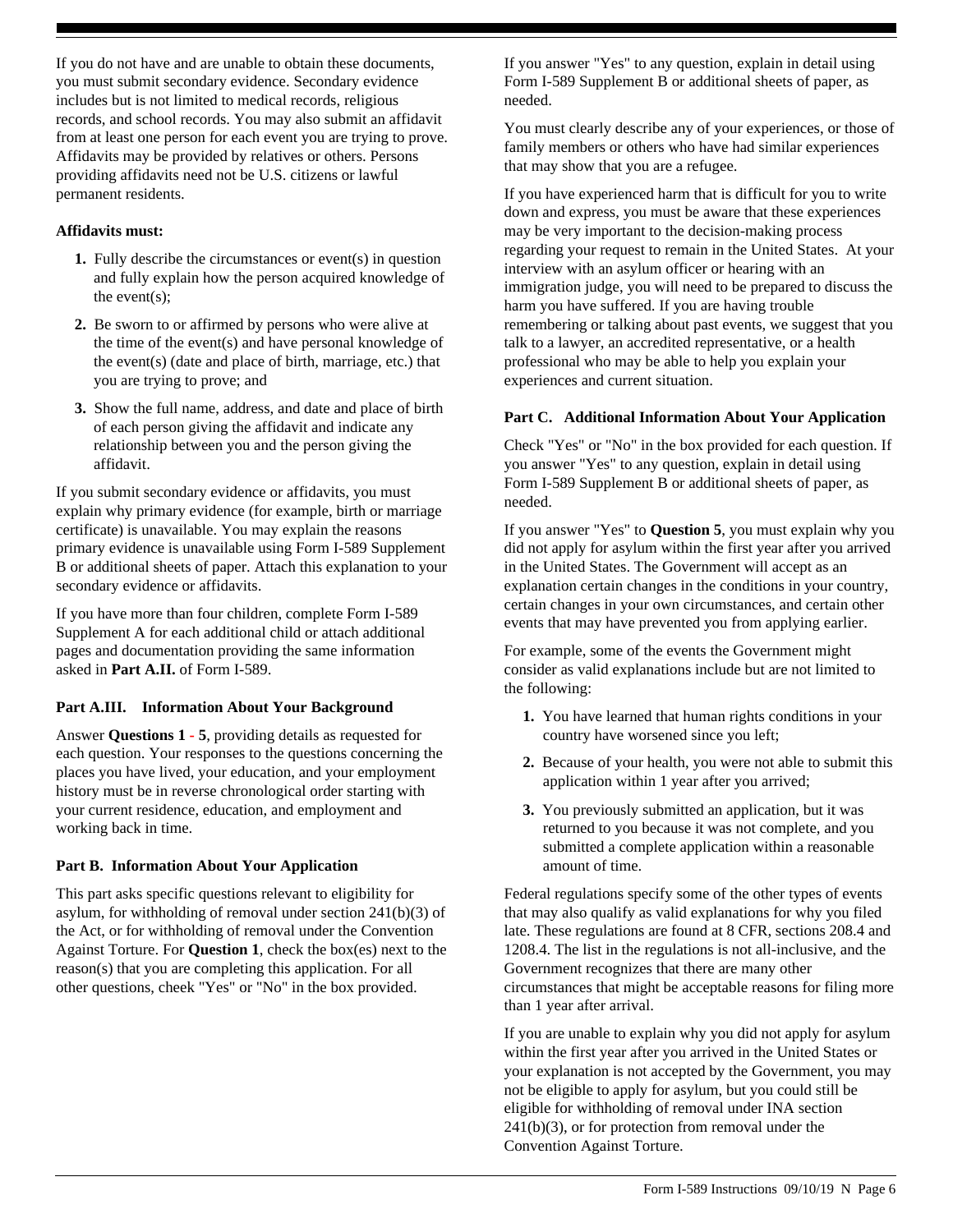If you do not have and are unable to obtain these documents, you must submit secondary evidence. Secondary evidence includes but is not limited to medical records, religious records, and school records. You may also submit an affidavit from at least one person for each event you are trying to prove. Affidavits may be provided by relatives or others. Persons providing affidavits need not be U.S. citizens or lawful permanent residents.

**Affidavits must:**

1. Fully describe the circumstances or event(s) in question and fully explain how the person acquired knowledge of the event(s);
2. Be sworn to or affirmed by persons who were alive at the time of the event(s) and have personal knowledge of the event(s) (date and place of birth, marriage, etc.) that you are trying to prove; and
3. Show the full name, address, and date and place of birth of each person giving the affidavit and indicate any relationship between you and the person giving the affidavit.

If you submit secondary evidence or affidavits, you must explain why primary evidence (for example, birth or marriage certificate) is unavailable. You may explain the reasons primary evidence is unavailable using Form I-589 Supplement B or additional sheets of paper. Attach this explanation to your secondary evidence or affidavits.

If you have more than four children, complete Form I-589 Supplement A for each additional child or attach additional pages and documentation providing the same information asked in **Part A.II.** of Form I-589.

### Part A.III. Information About Your Background

Answer **Questions 1 - 5**, providing details as requested for each question. Your responses to the questions concerning the places you have lived, your education, and your employment history must be in reverse chronological order starting with your current residence, education, and employment and working back in time.

### Part B. Information About Your Application

This part asks specific questions relevant to eligibility for asylum, for withholding of removal under section 241(b)(3) of the Act, or for withholding of removal under the Convention Against Torture. For **Question 1**, check the box(es) next to the reason(s) that you are completing this application. For all other questions, cheek "Yes" or "No" in the box provided.

If you answer "Yes" to any question, explain in detail using Form I-589 Supplement B or additional sheets of paper, as needed.

You must clearly describe any of your experiences, or those of family members or others who have had similar experiences that may show that you are a refugee.

If you have experienced harm that is difficult for you to write down and express, you must be aware that these experiences may be very important to the decision-making process regarding your request to remain in the United States. At your interview with an asylum officer or hearing with an immigration judge, you will need to be prepared to discuss the harm you have suffered. If you are having trouble remembering or talking about past events, we suggest that you talk to a lawyer, an accredited representative, or a health professional who may be able to help you explain your experiences and current situation.

### Part C. Additional Information About Your Application

Check "Yes" or "No" in the box provided for each question. If you answer "Yes" to any question, explain in detail using Form I-589 Supplement B or additional sheets of paper, as needed.

If you answer "Yes" to **Question 5**, you must explain why you did not apply for asylum within the first year after you arrived in the United States. The Government will accept as an explanation certain changes in the conditions in your country, certain changes in your own circumstances, and certain other events that may have prevented you from applying earlier.

For example, some of the events the Government might consider as valid explanations include but are not limited to the following:

1. You have learned that human rights conditions in your country have worsened since you left;
2. Because of your health, you were not able to submit this application within 1 year after you arrived;
3. You previously submitted an application, but it was returned to you because it was not complete, and you submitted a complete application within a reasonable amount of time.

Federal regulations specify some of the other types of events that may also qualify as valid explanations for why you filed late. These regulations are found at 8 CFR, sections 208.4 and 1208.4. The list in the regulations is not all-inclusive, and the Government recognizes that there are many other circumstances that might be acceptable reasons for filing more than 1 year after arrival.

If you are unable to explain why you did not apply for asylum within the first year after you arrived in the United States or your explanation is not accepted by the Government, you may not be eligible to apply for asylum, but you could still be eligible for withholding of removal under INA section 241(b)(3), or for protection from removal under the Convention Against Torture.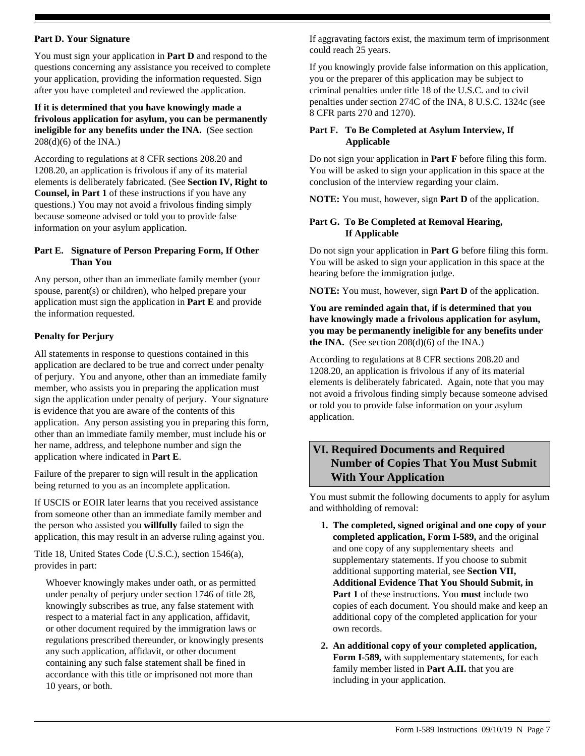### Part D. Your Signature

You must sign your application in **Part D** and respond to the questions concerning any assistance you received to complete your application, providing the information requested. Sign after you have completed and reviewed the application.

**If it is determined that you have knowingly made a frivolous application for asylum, you can be permanently ineligible for any benefits under the INA.** (See section 208(d)(6) of the INA.)

According to regulations at 8 CFR sections 208.20 and 1208.20, an application is frivolous if any of its material elements is deliberately fabricated. (See **Section IV, Right to Counsel, in Part 1** of these instructions if you have any questions.) You may not avoid a frivolous finding simply because someone advised or told you to provide false information on your asylum application.

### Part E. Signature of Person Preparing Form, If Other Than You

Any person, other than an immediate family member (your spouse, parent(s) or children), who helped prepare your application must sign the application in **Part E** and provide the information requested.

### Penalty for Perjury

All statements in response to questions contained in this application are declared to be true and correct under penalty of perjury. You and anyone, other than an immediate family member, who assists you in preparing the application must sign the application under penalty of perjury. Your signature is evidence that you are aware of the contents of this application. Any person assisting you in preparing this form, other than an immediate family member, must include his or her name, address, and telephone number and sign the application where indicated in **Part E**.

Failure of the preparer to sign will result in the application being returned to you as an incomplete application.

If USCIS or EOIR later learns that you received assistance from someone other than an immediate family member and the person who assisted you **willfully** failed to sign the application, this may result in an adverse ruling against you.

Title 18, United States Code (U.S.C.), section 1546(a), provides in part:

> Whoever knowingly makes under oath, or as permitted under penalty of perjury under section 1746 of title 28, knowingly subscribes as true, any false statement with respect to a material fact in any application, affidavit, or other document required by the immigration laws or regulations prescribed thereunder, or knowingly presents any such application, affidavit, or other document containing any such false statement shall be fined in accordance with this title or imprisoned not more than 10 years, or both.

If aggravating factors exist, the maximum term of imprisonment could reach 25 years.

If you knowingly provide false information on this application, you or the preparer of this application may be subject to criminal penalties under title 18 of the U.S.C. and to civil penalties under section 274C of the INA, 8 U.S.C. 1324c (see 8 CFR parts 270 and 1270).

### Part F. To Be Completed at Asylum Interview, If Applicable

Do not sign your application in **Part F** before filing this form. You will be asked to sign your application in this space at the conclusion of the interview regarding your claim.

**NOTE:** You must, however, sign **Part D** of the application.

### Part G. To Be Completed at Removal Hearing, If Applicable

Do not sign your application in **Part G** before filing this form. You will be asked to sign your application in this space at the hearing before the immigration judge.

**NOTE:** You must, however, sign **Part D** of the application.

**You are reminded again that, if is determined that you have knowingly made a frivolous application for asylum, you may be permanently ineligible for any benefits under the INA.** (See section 208(d)(6) of the INA.)

According to regulations at 8 CFR sections 208.20 and 1208.20, an application is frivolous if any of its material elements is deliberately fabricated. Again, note that you may not avoid a frivolous finding simply because someone advised or told you to provide false information on your asylum application.

## VI. Required Documents and Required Number of Copies That You Must Submit With Your Application

You must submit the following documents to apply for asylum and withholding of removal:

1. **The completed, signed original and one copy of your completed application, Form I-589,** and the original and one copy of any supplementary sheets and supplementary statements. If you choose to submit additional supporting material, see **Section VII, Additional Evidence That You Should Submit, in Part 1** of these instructions. You **must** include two copies of each document. You should make and keep an additional copy of the completed application for your own records.
2. **An additional copy of your completed application, Form I-589,** with supplementary statements, for each family member listed in **Part A.II.** that you are including in your application.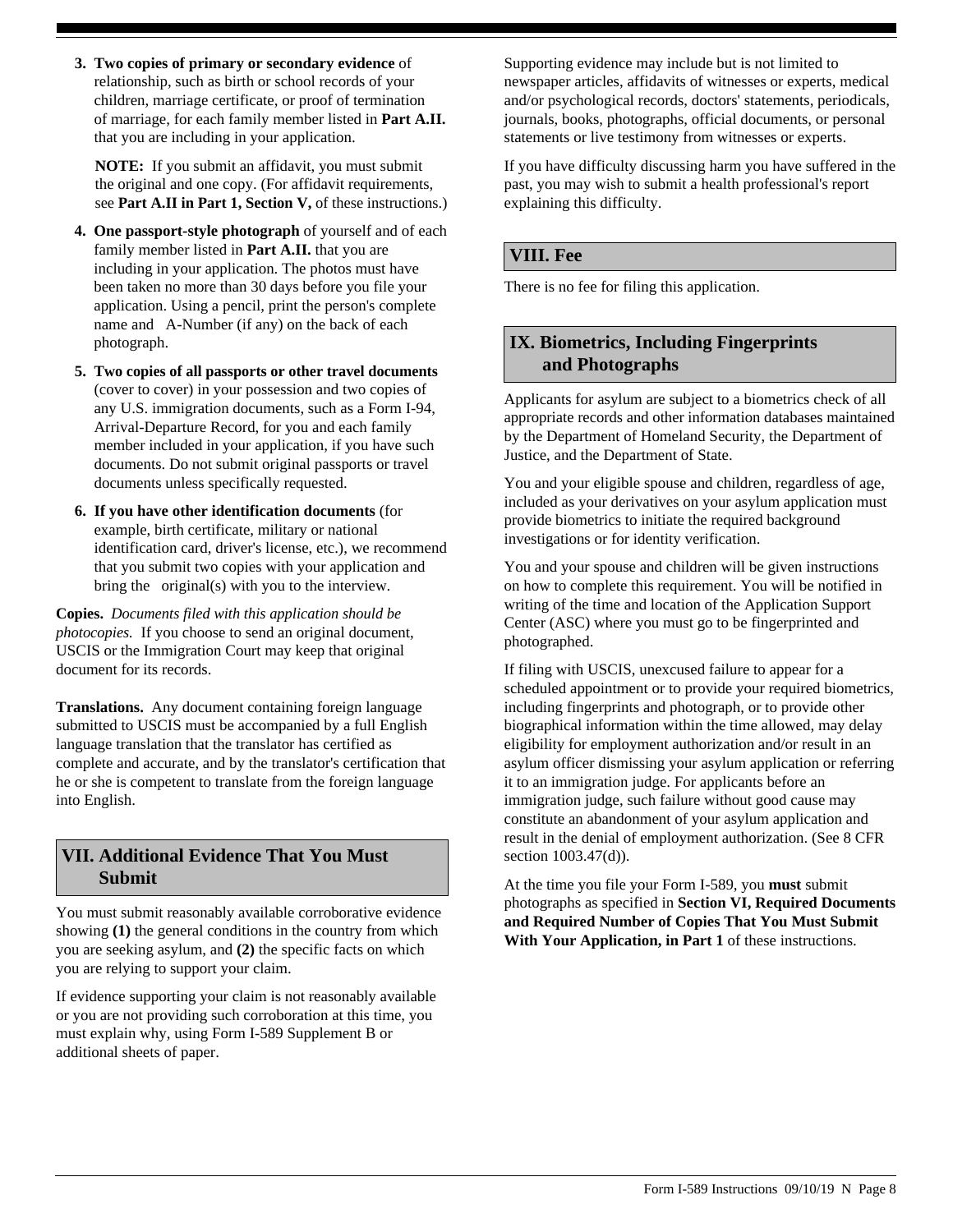3. **Two copies of primary or secondary evidence** of relationship, such as birth or school records of your children, marriage certificate, or proof of termination of marriage, for each family member listed in **Part A.II.** that you are including in your application.

   **NOTE:** If you submit an affidavit, you must submit the original and one copy. (For affidavit requirements, see **Part A.II in Part 1, Section V,** of these instructions.)

4. **One passport-style photograph** of yourself and of each family member listed in **Part A.II.** that you are including in your application. The photos must have been taken no more than 30 days before you file your application. Using a pencil, print the person's complete name and A-Number (if any) on the back of each photograph.

5. **Two copies of all passports or other travel documents** (cover to cover) in your possession and two copies of any U.S. immigration documents, such as a Form I-94, Arrival-Departure Record, for you and each family member included in your application, if you have such documents. Do not submit original passports or travel documents unless specifically requested.

6. **If you have other identification documents** (for example, birth certificate, military or national identification card, driver's license, etc.), we recommend that you submit two copies with your application and bring the original(s) with you to the interview.

**Copies.** *Documents filed with this application should be photocopies.* If you choose to send an original document, USCIS or the Immigration Court may keep that original document for its records.

**Translations.** Any document containing foreign language submitted to USCIS must be accompanied by a full English language translation that the translator has certified as complete and accurate, and by the translator's certification that he or she is competent to translate from the foreign language into English.

## VII. Additional Evidence That You Must Submit

You must submit reasonably available corroborative evidence showing **(1)** the general conditions in the country from which you are seeking asylum, and **(2)** the specific facts on which you are relying to support your claim.

If evidence supporting your claim is not reasonably available or you are not providing such corroboration at this time, you must explain why, using Form I-589 Supplement B or additional sheets of paper.

Supporting evidence may include but is not limited to newspaper articles, affidavits of witnesses or experts, medical and/or psychological records, doctors' statements, periodicals, journals, books, photographs, official documents, or personal statements or live testimony from witnesses or experts.

If you have difficulty discussing harm you have suffered in the past, you may wish to submit a health professional's report explaining this difficulty.

## VIII. Fee

There is no fee for filing this application.

## IX. Biometrics, Including Fingerprints and Photographs

Applicants for asylum are subject to a biometrics check of all appropriate records and other information databases maintained by the Department of Homeland Security, the Department of Justice, and the Department of State.

You and your eligible spouse and children, regardless of age, included as your derivatives on your asylum application must provide biometrics to initiate the required background investigations or for identity verification.

You and your spouse and children will be given instructions on how to complete this requirement. You will be notified in writing of the time and location of the Application Support Center (ASC) where you must go to be fingerprinted and photographed.

If filing with USCIS, unexcused failure to appear for a scheduled appointment or to provide your required biometrics, including fingerprints and photograph, or to provide other biographical information within the time allowed, may delay eligibility for employment authorization and/or result in an asylum officer dismissing your asylum application or referring it to an immigration judge. For applicants before an immigration judge, such failure without good cause may constitute an abandonment of your asylum application and result in the denial of employment authorization. (See 8 CFR section 1003.47(d)).

At the time you file your Form I-589, you **must** submit photographs as specified in **Section VI, Required Documents and Required Number of Copies That You Must Submit With Your Application, in Part 1** of these instructions.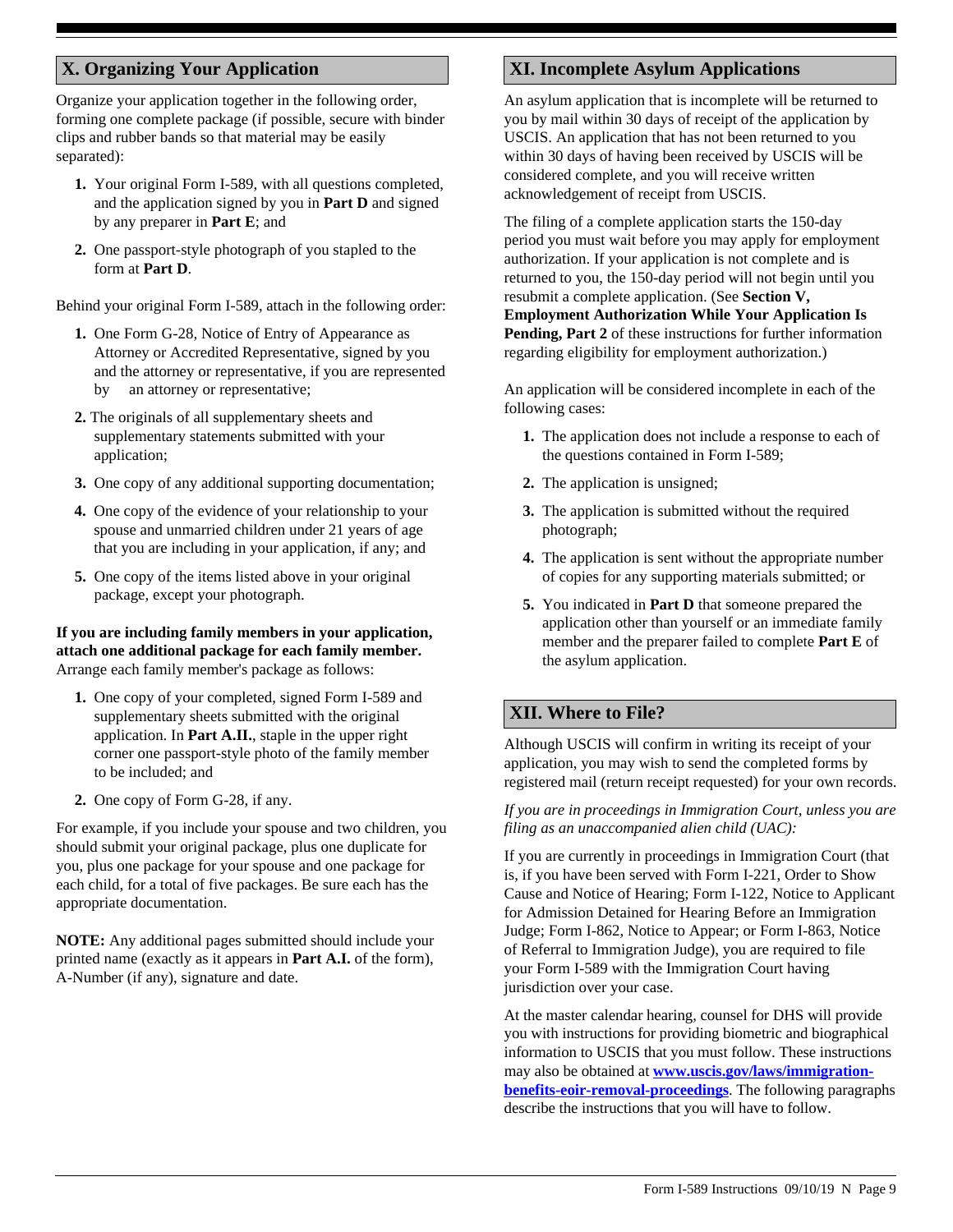## X. Organizing Your Application

Organize your application together in the following order, forming one complete package (if possible, secure with binder clips and rubber bands so that material may be easily separated):

1. Your original Form I-589, with all questions completed, and the application signed by you in **Part D** and signed by any preparer in **Part E**; and
2. One passport-style photograph of you stapled to the form at **Part D**.

Behind your original Form I-589, attach in the following order:

1. One Form G-28, Notice of Entry of Appearance as Attorney or Accredited Representative, signed by you and the attorney or representative, if you are represented by an attorney or representative;
2. The originals of all supplementary sheets and supplementary statements submitted with your application;
3. One copy of any additional supporting documentation;
4. One copy of the evidence of your relationship to your spouse and unmarried children under 21 years of age that you are including in your application, if any; and
5. One copy of the items listed above in your original package, except your photograph.

**If you are including family members in your application, attach one additional package for each family member.** Arrange each family member's package as follows:

1. One copy of your completed, signed Form I-589 and supplementary sheets submitted with the original application. In **Part A.II.**, staple in the upper right corner one passport-style photo of the family member to be included; and
2. One copy of Form G-28, if any.

For example, if you include your spouse and two children, you should submit your original package, plus one duplicate for you, plus one package for your spouse and one package for each child, for a total of five packages. Be sure each has the appropriate documentation.

**NOTE:** Any additional pages submitted should include your printed name (exactly as it appears in **Part A.I.** of the form), A-Number (if any), signature and date.

## XI. Incomplete Asylum Applications

An asylum application that is incomplete will be returned to you by mail within 30 days of receipt of the application by USCIS. An application that has not been returned to you within 30 days of having been received by USCIS will be considered complete, and you will receive written acknowledgement of receipt from USCIS.

The filing of a complete application starts the 150-day period you must wait before you may apply for employment authorization. If your application is not complete and is returned to you, the 150-day period will not begin until you resubmit a complete application. (See **Section V, Employment Authorization While Your Application Is Pending, Part 2** of these instructions for further information regarding eligibility for employment authorization.)

An application will be considered incomplete in each of the following cases:

1. The application does not include a response to each of the questions contained in Form I-589;
2. The application is unsigned;
3. The application is submitted without the required photograph;
4. The application is sent without the appropriate number of copies for any supporting materials submitted; or
5. You indicated in **Part D** that someone prepared the application other than yourself or an immediate family member and the preparer failed to complete **Part E** of the asylum application.

## XII. Where to File?

Although USCIS will confirm in writing its receipt of your application, you may wish to send the completed forms by registered mail (return receipt requested) for your own records.

*If you are in proceedings in Immigration Court, unless you are filing as an unaccompanied alien child (UAC):*

If you are currently in proceedings in Immigration Court (that is, if you have been served with Form I-221, Order to Show Cause and Notice of Hearing; Form I-122, Notice to Applicant for Admission Detained for Hearing Before an Immigration Judge; Form I-862, Notice to Appear; or Form I-863, Notice of Referral to Immigration Judge), you are required to file your Form I-589 with the Immigration Court having jurisdiction over your case.

At the master calendar hearing, counsel for DHS will provide you with instructions for providing biometric and biographical information to USCIS that you must follow. These instructions may also be obtained at **www.uscis.gov/laws/immigration-benefits-eoir-removal-proceedings**. The following paragraphs describe the instructions that you will have to follow.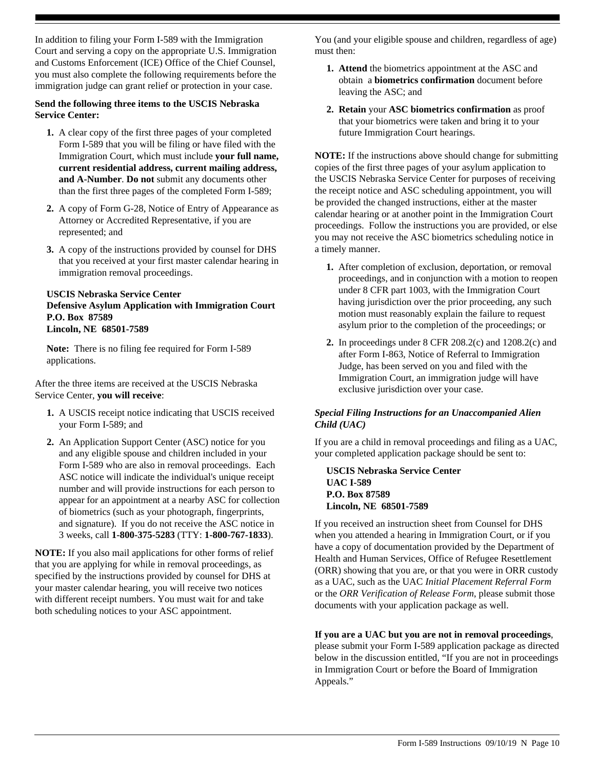In addition to filing your Form I-589 with the Immigration Court and serving a copy on the appropriate U.S. Immigration and Customs Enforcement (ICE) Office of the Chief Counsel, you must also complete the following requirements before the immigration judge can grant relief or protection in your case.

**Send the following three items to the USCIS Nebraska Service Center:**

1. A clear copy of the first three pages of your completed Form I-589 that you will be filing or have filed with the Immigration Court, which must include **your full name, current residential address, current mailing address, and A-Number**. **Do not** submit any documents other than the first three pages of the completed Form I-589;
2. A copy of Form G-28, Notice of Entry of Appearance as Attorney or Accredited Representative, if you are represented; and
3. A copy of the instructions provided by counsel for DHS that you received at your first master calendar hearing in immigration removal proceedings.

**USCIS Nebraska Service Center**
**Defensive Asylum Application with Immigration Court**
**P.O. Box 87589**
**Lincoln, NE 68501-7589**

**Note:** There is no filing fee required for Form I-589 applications.

After the three items are received at the USCIS Nebraska Service Center, **you will receive**:

1. A USCIS receipt notice indicating that USCIS received your Form I-589; and
2. An Application Support Center (ASC) notice for you and any eligible spouse and children included in your Form I-589 who are also in removal proceedings. Each ASC notice will indicate the individual's unique receipt number and will provide instructions for each person to appear for an appointment at a nearby ASC for collection of biometrics (such as your photograph, fingerprints, and signature). If you do not receive the ASC notice in 3 weeks, call **1-800-375-5283** (TTY: **1-800-767-1833**).

**NOTE:** If you also mail applications for other forms of relief that you are applying for while in removal proceedings, as specified by the instructions provided by counsel for DHS at your master calendar hearing, you will receive two notices with different receipt numbers. You must wait for and take both scheduling notices to your ASC appointment.

You (and your eligible spouse and children, regardless of age) must then:

1. **Attend** the biometrics appointment at the ASC and obtain a **biometrics confirmation** document before leaving the ASC; and
2. **Retain** your **ASC biometrics confirmation** as proof that your biometrics were taken and bring it to your future Immigration Court hearings.

**NOTE:** If the instructions above should change for submitting copies of the first three pages of your asylum application to the USCIS Nebraska Service Center for purposes of receiving the receipt notice and ASC scheduling appointment, you will be provided the changed instructions, either at the master calendar hearing or at another point in the Immigration Court proceedings. Follow the instructions you are provided, or else you may not receive the ASC biometrics scheduling notice in a timely manner.

1. After completion of exclusion, deportation, or removal proceedings, and in conjunction with a motion to reopen under 8 CFR part 1003, with the Immigration Court having jurisdiction over the prior proceeding, any such motion must reasonably explain the failure to request asylum prior to the completion of the proceedings; or
2. In proceedings under 8 CFR 208.2(c) and 1208.2(c) and after Form I-863, Notice of Referral to Immigration Judge, has been served on you and filed with the Immigration Court, an immigration judge will have exclusive jurisdiction over your case.

***Special Filing Instructions for an Unaccompanied Alien Child (UAC)***

If you are a child in removal proceedings and filing as a UAC, your completed application package should be sent to:

**USCIS Nebraska Service Center**
**UAC I-589**
**P.O. Box 87589**
**Lincoln, NE 68501-7589**

If you received an instruction sheet from Counsel for DHS when you attended a hearing in Immigration Court, or if you have a copy of documentation provided by the Department of Health and Human Services, Office of Refugee Resettlement (ORR) showing that you are, or that you were in ORR custody as a UAC, such as the UAC *Initial Placement Referral Form* or the *ORR Verification of Release Form*, please submit those documents with your application package as well.

**If you are a UAC but you are not in removal proceedings**, please submit your Form I-589 application package as directed below in the discussion entitled, "If you are not in proceedings in Immigration Court or before the Board of Immigration Appeals."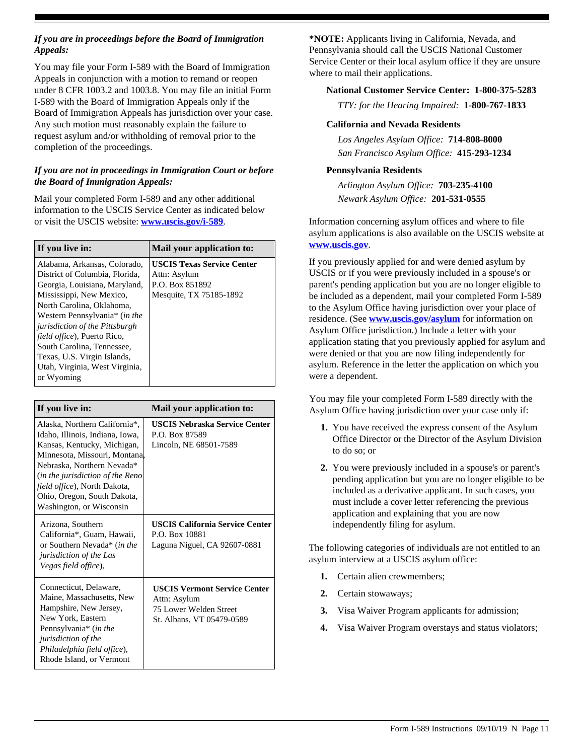***If you are in proceedings before the Board of Immigration Appeals:***

You may file your Form I-589 with the Board of Immigration Appeals in conjunction with a motion to remand or reopen under 8 CFR 1003.2 and 1003.8. You may file an initial Form I-589 with the Board of Immigration Appeals only if the Board of Immigration Appeals has jurisdiction over your case. Any such motion must reasonably explain the failure to request asylum and/or withholding of removal prior to the completion of the proceedings.

***If you are not in proceedings in Immigration Court or before the Board of Immigration Appeals:***

Mail your completed Form I-589 and any other additional information to the USCIS Service Center as indicated below or visit the USCIS website: **www.uscis.gov/i-589**.

| If you live in: | Mail your application to: |
|---|---|
| Alabama, Arkansas, Colorado, District of Columbia, Florida, Georgia, Louisiana, Maryland, Mississippi, New Mexico, North Carolina, Oklahoma, Western Pennsylvania* (*in the jurisdiction of the Pittsburgh field office*), Puerto Rico, South Carolina, Tennessee, Texas, U.S. Virgin Islands, Utah, Virginia, West Virginia, or Wyoming | **USCIS Texas Service Center**<br>Attn: Asylum<br>P.O. Box 851892<br>Mesquite, TX 75185-1892 |

| If you live in: | Mail your application to: |
|---|---|
| Alaska, Northern California*, Idaho, Illinois, Indiana, Iowa, Kansas, Kentucky, Michigan, Minnesota, Missouri, Montana, Nebraska, Northern Nevada* (*in the jurisdiction of the Reno field office*), North Dakota, Ohio, Oregon, South Dakota, Washington, or Wisconsin | **USCIS Nebraska Service Center**<br>P.O. Box 87589<br>Lincoln, NE 68501-7589 |
| Arizona, Southern California*, Guam, Hawaii, or Southern Nevada* (*in the jurisdiction of the Las Vegas field office*), | **USCIS California Service Center**<br>P.O. Box 10881<br>Laguna Niguel, CA 92607-0881 |
| Connecticut, Delaware, Maine, Massachusetts, New Hampshire, New Jersey, New York, Eastern Pennsylvania* (*in the jurisdiction of the Philadelphia field office*), Rhode Island, or Vermont | **USCIS Vermont Service Center**<br>Attn: Asylum<br>75 Lower Welden Street<br>St. Albans, VT 05479-0589 |

***NOTE:** Applicants living in California, Nevada, and Pennsylvania should call the USCIS National Customer Service Center or their local asylum office if they are unsure where to mail their applications.

**National Customer Service Center: 1-800-375-5283**

*TTY: for the Hearing Impaired:* **1-800-767-1833**

**California and Nevada Residents**

*Los Angeles Asylum Office:* **714-808-8000**
*San Francisco Asylum Office:* **415-293-1234**

**Pennsylvania Residents**

*Arlington Asylum Office:* **703-235-4100**
*Newark Asylum Office:* **201-531-0555**

Information concerning asylum offices and where to file asylum applications is also available on the USCIS website at **www.uscis.gov**.

If you previously applied for and were denied asylum by USCIS or if you were previously included in a spouse's or parent's pending application but you are no longer eligible to be included as a dependent, mail your completed Form I-589 to the Asylum Office having jurisdiction over your place of residence. (See **www.uscis.gov/asylum** for information on Asylum Office jurisdiction.) Include a letter with your application stating that you previously applied for asylum and were denied or that you are now filing independently for asylum. Reference in the letter the application on which you were a dependent.

You may file your completed Form I-589 directly with the Asylum Office having jurisdiction over your case only if:

1. You have received the express consent of the Asylum Office Director or the Director of the Asylum Division to do so; or
2. You were previously included in a spouse's or parent's pending application but you are no longer eligible to be included as a derivative applicant. In such cases, you must include a cover letter referencing the previous application and explaining that you are now independently filing for asylum.

The following categories of individuals are not entitled to an asylum interview at a USCIS asylum office:

1. Certain alien crewmembers;
2. Certain stowaways;
3. Visa Waiver Program applicants for admission;
4. Visa Waiver Program overstays and status violators;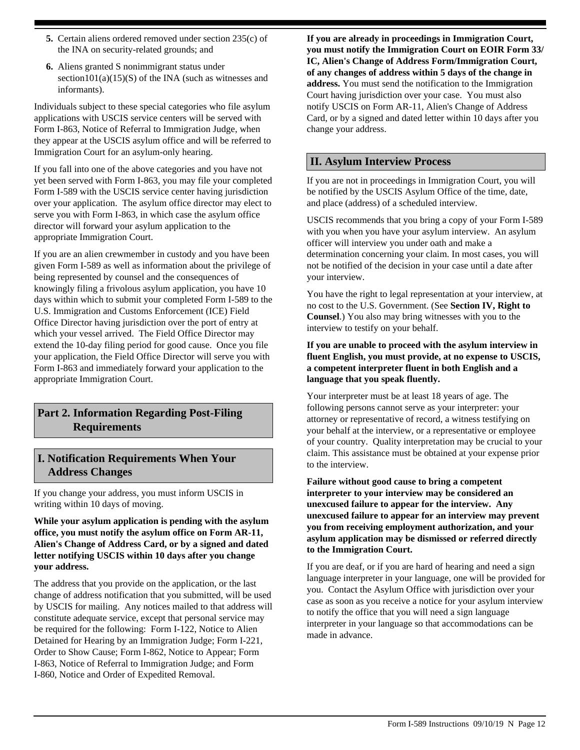5. Certain aliens ordered removed under section 235(c) of the INA on security-related grounds; and

6. Aliens granted S nonimmigrant status under section101(a)(15)(S) of the INA (such as witnesses and informants).

Individuals subject to these special categories who file asylum applications with USCIS service centers will be served with Form I-863, Notice of Referral to Immigration Judge, when they appear at the USCIS asylum office and will be referred to Immigration Court for an asylum-only hearing.

If you fall into one of the above categories and you have not yet been served with Form I-863, you may file your completed Form I-589 with the USCIS service center having jurisdiction over your application. The asylum office director may elect to serve you with Form I-863, in which case the asylum office director will forward your asylum application to the appropriate Immigration Court.

If you are an alien crewmember in custody and you have been given Form I-589 as well as information about the privilege of being represented by counsel and the consequences of knowingly filing a frivolous asylum application, you have 10 days within which to submit your completed Form I-589 to the U.S. Immigration and Customs Enforcement (ICE) Field Office Director having jurisdiction over the port of entry at which your vessel arrived. The Field Office Director may extend the 10-day filing period for good cause. Once you file your application, the Field Office Director will serve you with Form I-863 and immediately forward your application to the appropriate Immigration Court.

## Part 2. Information Regarding Post-Filing Requirements

### I. Notification Requirements When Your Address Changes

If you change your address, you must inform USCIS in writing within 10 days of moving.

**While your asylum application is pending with the asylum office, you must notify the asylum office on Form AR-11, Alien's Change of Address Card, or by a signed and dated letter notifying USCIS within 10 days after you change your address.**

The address that you provide on the application, or the last change of address notification that you submitted, will be used by USCIS for mailing. Any notices mailed to that address will constitute adequate service, except that personal service may be required for the following: Form I-122, Notice to Alien Detained for Hearing by an Immigration Judge; Form I-221, Order to Show Cause; Form I-862, Notice to Appear; Form I-863, Notice of Referral to Immigration Judge; and Form I-860, Notice and Order of Expedited Removal.

**If you are already in proceedings in Immigration Court, you must notify the Immigration Court on EOIR Form 33/IC, Alien's Change of Address Form/Immigration Court, of any changes of address within 5 days of the change in address.** You must send the notification to the Immigration Court having jurisdiction over your case. You must also notify USCIS on Form AR-11, Alien's Change of Address Card, or by a signed and dated letter within 10 days after you change your address.

### II. Asylum Interview Process

If you are not in proceedings in Immigration Court, you will be notified by the USCIS Asylum Office of the time, date, and place (address) of a scheduled interview.

USCIS recommends that you bring a copy of your Form I-589 with you when you have your asylum interview. An asylum officer will interview you under oath and make a determination concerning your claim. In most cases, you will not be notified of the decision in your case until a date after your interview.

You have the right to legal representation at your interview, at no cost to the U.S. Government. (See **Section IV, Right to Counsel**.) You also may bring witnesses with you to the interview to testify on your behalf.

**If you are unable to proceed with the asylum interview in fluent English, you must provide, at no expense to USCIS, a competent interpreter fluent in both English and a language that you speak fluently.**

Your interpreter must be at least 18 years of age. The following persons cannot serve as your interpreter: your attorney or representative of record, a witness testifying on your behalf at the interview, or a representative or employee of your country. Quality interpretation may be crucial to your claim. This assistance must be obtained at your expense prior to the interview.

**Failure without good cause to bring a competent interpreter to your interview may be considered an unexcused failure to appear for the interview. Any unexcused failure to appear for an interview may prevent you from receiving employment authorization, and your asylum application may be dismissed or referred directly to the Immigration Court.**

If you are deaf, or if you are hard of hearing and need a sign language interpreter in your language, one will be provided for you. Contact the Asylum Office with jurisdiction over your case as soon as you receive a notice for your asylum interview to notify the office that you will need a sign language interpreter in your language so that accommodations can be made in advance.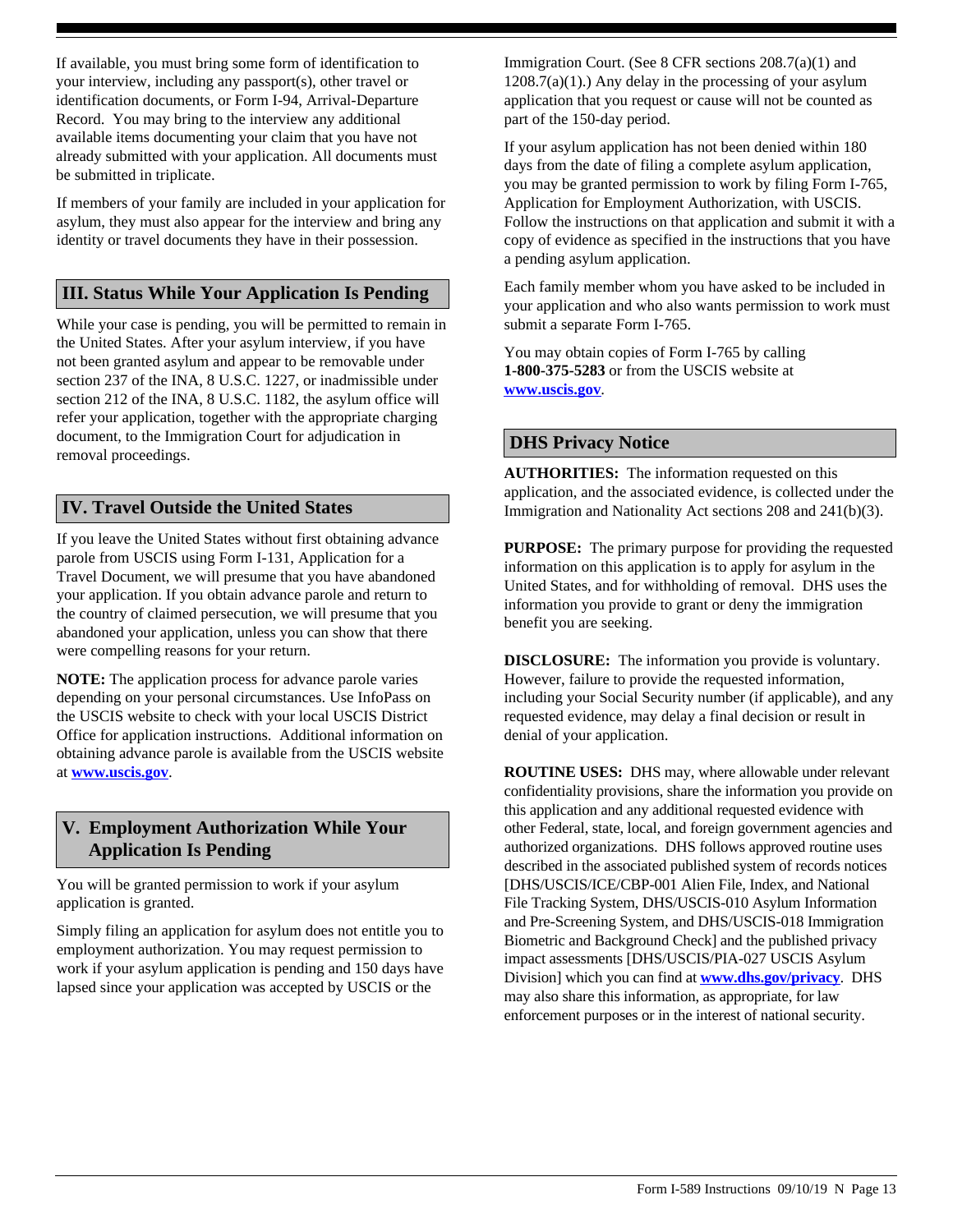If available, you must bring some form of identification to your interview, including any passport(s), other travel or identification documents, or Form I-94, Arrival-Departure Record. You may bring to the interview any additional available items documenting your claim that you have not already submitted with your application. All documents must be submitted in triplicate.

If members of your family are included in your application for asylum, they must also appear for the interview and bring any identity or travel documents they have in their possession.

## III. Status While Your Application Is Pending

While your case is pending, you will be permitted to remain in the United States. After your asylum interview, if you have not been granted asylum and appear to be removable under section 237 of the INA, 8 U.S.C. 1227, or inadmissible under section 212 of the INA, 8 U.S.C. 1182, the asylum office will refer your application, together with the appropriate charging document, to the Immigration Court for adjudication in removal proceedings.

## IV. Travel Outside the United States

If you leave the United States without first obtaining advance parole from USCIS using Form I-131, Application for a Travel Document, we will presume that you have abandoned your application. If you obtain advance parole and return to the country of claimed persecution, we will presume that you abandoned your application, unless you can show that there were compelling reasons for your return.

**NOTE:** The application process for advance parole varies depending on your personal circumstances. Use InfoPass on the USCIS website to check with your local USCIS District Office for application instructions. Additional information on obtaining advance parole is available from the USCIS website at **www.uscis.gov**.

## V. Employment Authorization While Your Application Is Pending

You will be granted permission to work if your asylum application is granted.

Simply filing an application for asylum does not entitle you to employment authorization. You may request permission to work if your asylum application is pending and 150 days have lapsed since your application was accepted by USCIS or the Immigration Court. (See 8 CFR sections 208.7(a)(1) and 1208.7(a)(1).) Any delay in the processing of your asylum application that you request or cause will not be counted as part of the 150-day period.

If your asylum application has not been denied within 180 days from the date of filing a complete asylum application, you may be granted permission to work by filing Form I-765, Application for Employment Authorization, with USCIS. Follow the instructions on that application and submit it with a copy of evidence as specified in the instructions that you have a pending asylum application.

Each family member whom you have asked to be included in your application and who also wants permission to work must submit a separate Form I-765.

You may obtain copies of Form I-765 by calling **1-800-375-5283** or from the USCIS website at **www.uscis.gov**.

## DHS Privacy Notice

**AUTHORITIES:** The information requested on this application, and the associated evidence, is collected under the Immigration and Nationality Act sections 208 and 241(b)(3).

**PURPOSE:** The primary purpose for providing the requested information on this application is to apply for asylum in the United States, and for withholding of removal. DHS uses the information you provide to grant or deny the immigration benefit you are seeking.

**DISCLOSURE:** The information you provide is voluntary. However, failure to provide the requested information, including your Social Security number (if applicable), and any requested evidence, may delay a final decision or result in denial of your application.

**ROUTINE USES:** DHS may, where allowable under relevant confidentiality provisions, share the information you provide on this application and any additional requested evidence with other Federal, state, local, and foreign government agencies and authorized organizations. DHS follows approved routine uses described in the associated published system of records notices [DHS/USCIS/ICE/CBP-001 Alien File, Index, and National File Tracking System, DHS/USCIS-010 Asylum Information and Pre-Screening System, and DHS/USCIS-018 Immigration Biometric and Background Check] and the published privacy impact assessments [DHS/USCIS/PIA-027 USCIS Asylum Division] which you can find at **www.dhs.gov/privacy**. DHS may also share this information, as appropriate, for law enforcement purposes or in the interest of national security.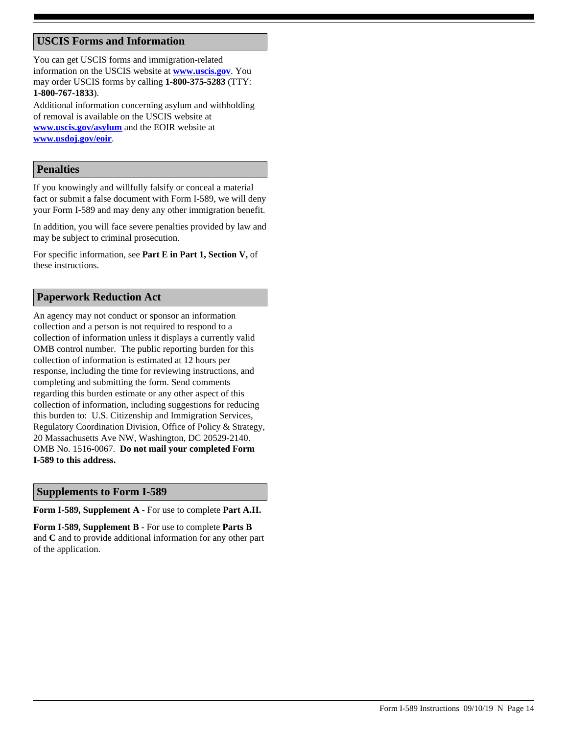## USCIS Forms and Information

You can get USCIS forms and immigration-related information on the USCIS website at **www.uscis.gov**. You may order USCIS forms by calling **1-800-375-5283** (TTY: **1-800-767-1833**).

Additional information concerning asylum and withholding of removal is available on the USCIS website at **www.uscis.gov/asylum** and the EOIR website at **www.usdoj.gov/eoir**.

## Penalties

If you knowingly and willfully falsify or conceal a material fact or submit a false document with Form I-589, we will deny your Form I-589 and may deny any other immigration benefit.

In addition, you will face severe penalties provided by law and may be subject to criminal prosecution.

For specific information, see **Part E in Part 1, Section V,** of these instructions.

## Paperwork Reduction Act

An agency may not conduct or sponsor an information collection and a person is not required to respond to a collection of information unless it displays a currently valid OMB control number. The public reporting burden for this collection of information is estimated at 12 hours per response, including the time for reviewing instructions, and completing and submitting the form. Send comments regarding this burden estimate or any other aspect of this collection of information, including suggestions for reducing this burden to: U.S. Citizenship and Immigration Services, Regulatory Coordination Division, Office of Policy & Strategy, 20 Massachusetts Ave NW, Washington, DC 20529-2140. OMB No. 1516-0067. **Do not mail your completed Form I-589 to this address.**

## Supplements to Form I-589

**Form I-589, Supplement A** - For use to complete **Part A.II.**

**Form I-589, Supplement B** - For use to complete **Parts B** and **C** and to provide additional information for any other part of the application.